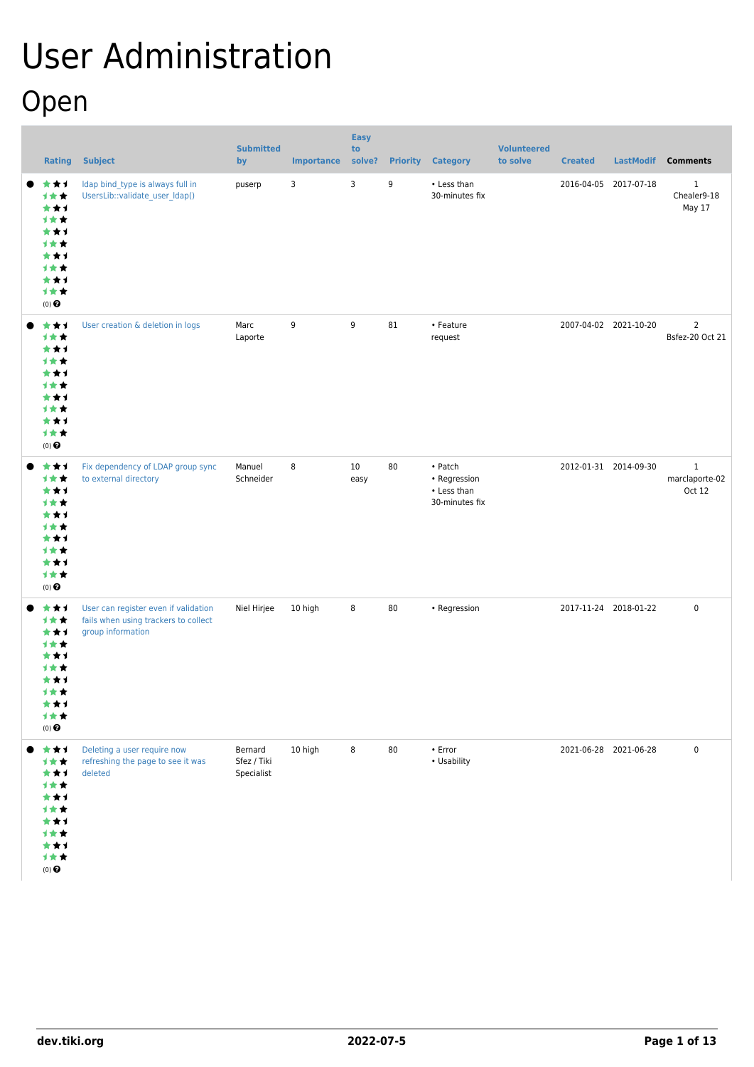# User Administration

## Open

| | Rating | Subject | Submitted by | Importance | Easy to solve? | Priority | Category | Volunteered to solve | Created | LastModif | Comments |
|---|---|---|---|---|---|---|---|---|---|---|---|
| | (0) | ldap bind_type is always full in UsersLib::validate_user_ldap() | puserp | 3 | 3 | 9 | • Less than 30-minutes fix | | 2016-04-05 | 2017-07-18 | 1 Chealer9-18 May 17 |
| | (0) | User creation & deletion in logs | Marc Laporte | 9 | 9 | 81 | • Feature request | | 2007-04-02 | 2021-10-20 | 2 Bsfez-20 Oct 21 |
| | (0) | Fix dependency of LDAP group sync to external directory | Manuel Schneider | 8 | 10 easy | 80 | • Patch • Regression • Less than 30-minutes fix | | 2012-01-31 | 2014-09-30 | 1 marclaporte-02 Oct 12 |
| | (0) | User can register even if validation fails when using trackers to collect group information | Niel Hirjee | 10 high | 8 | 80 | • Regression | | 2017-11-24 | 2018-01-22 | 0 |
| | (0) | Deleting a user require now refreshing the page to see it was deleted | Bernard Sfez / Tiki Specialist | 10 high | 8 | 80 | • Error • Usability | | 2021-06-28 | 2021-06-28 | 0 |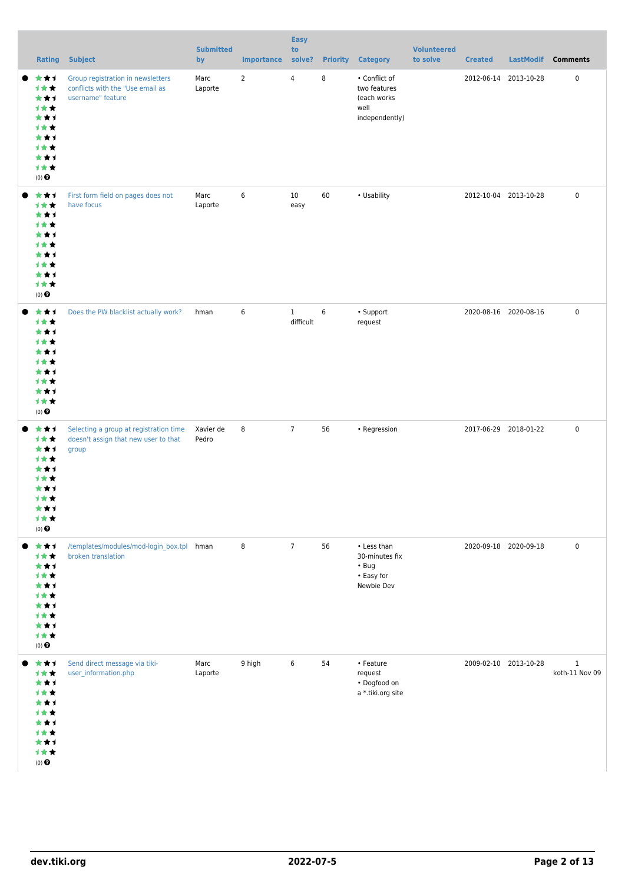| | Rating | Subject | Submitted by | Importance | Easy to solve? | Priority | Category | Volunteered to solve | Created | LastModif | Comments |
|---|---|---|---|---|---|---|---|---|---|---|---|
| ● | (0) | Group registration in newsletters conflicts with the "Use email as username" feature | Marc Laporte | 2 | 4 | 8 | • Conflict of two features (each works well independently) | | 2012-06-14 | 2013-10-28 | 0 |
| ● | (0) | First form field on pages does not have focus | Marc Laporte | 6 | 10 easy | 60 | • Usability | | 2012-10-04 | 2013-10-28 | 0 |
| ● | (0) | Does the PW blacklist actually work? | hman | 6 | 1 difficult | 6 | • Support request | | 2020-08-16 | 2020-08-16 | 0 |
| ● | (0) | Selecting a group at registration time doesn't assign that new user to that group | Xavier de Pedro | 8 | 7 | 56 | • Regression | | 2017-06-29 | 2018-01-22 | 0 |
| ● | (0) | /templates/modules/mod-login_box.tpl broken translation | hman | 8 | 7 | 56 | • Less than 30-minutes fix<br>• Bug<br>• Easy for Newbie Dev | | 2020-09-18 | 2020-09-18 | 0 |
| ● | (0) | Send direct message via tiki-user_information.php | Marc Laporte | 9 high | 6 | 54 | • Feature request<br>• Dogfood on a *.tiki.org site | | 2009-02-10 | 2013-10-28 | 1<br>koth-11 Nov 09 |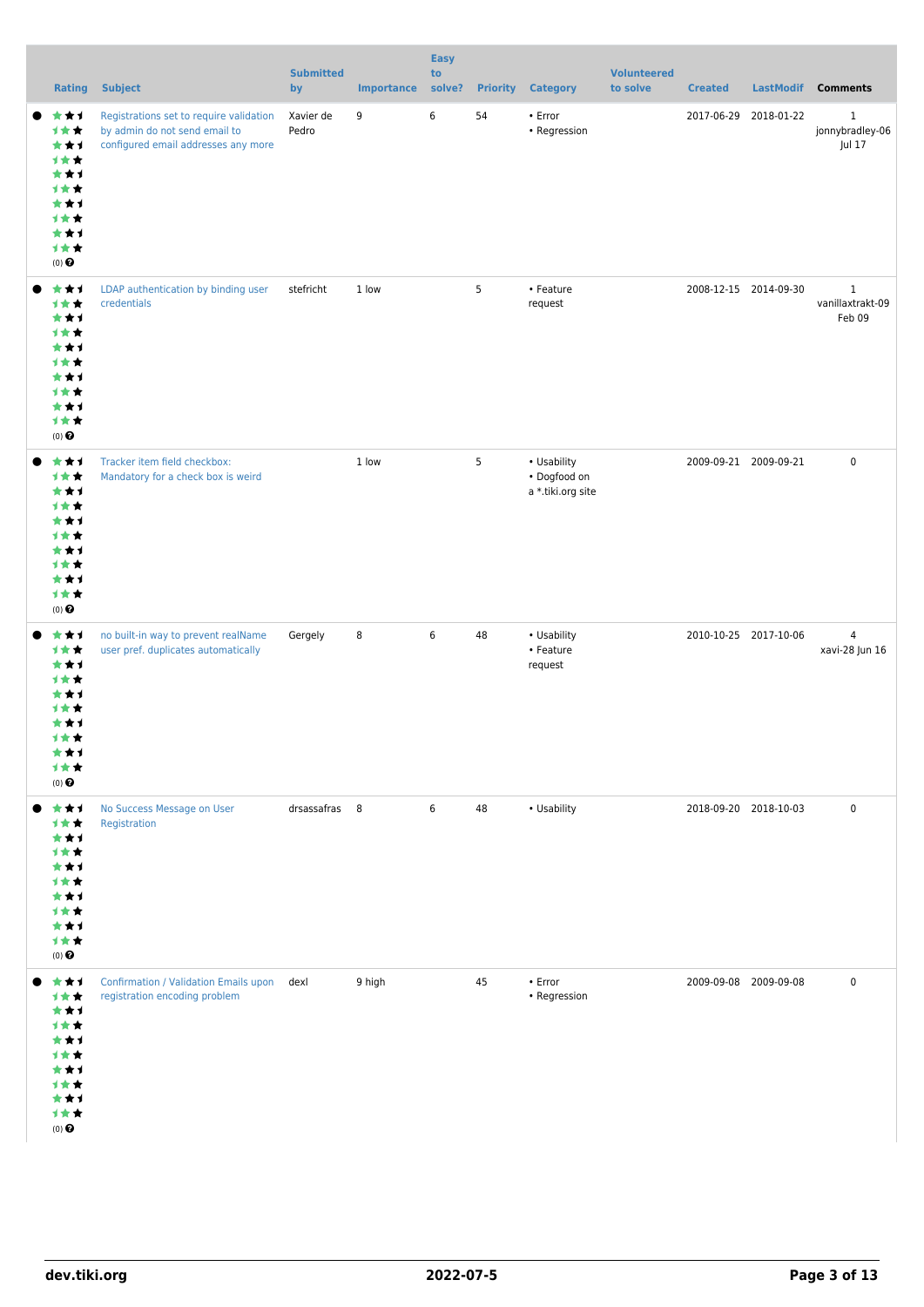| Rating | Subject | Submitted by | Importance | Easy to solve? | Priority | Category | Volunteered to solve | Created | LastModif | Comments |
|---|---|---|---|---|---|---|---|---|---|---|
| (0) | Registrations set to require validation by admin do not send email to configured email addresses any more | Xavier de Pedro | 9 | 6 | 54 | • Error<br>• Regression | | 2017-06-29 | 2018-01-22 | 1<br>jonnybradley-06 Jul 17 |
| (0) | LDAP authentication by binding user credentials | stefricht | 1 low | | 5 | • Feature request | | 2008-12-15 | 2014-09-30 | 1<br>vanillaxtrakt-09 Feb 09 |
| (0) | Tracker item field checkbox: Mandatory for a check box is weird | | 1 low | | 5 | • Usability<br>• Dogfood on a *.tiki.org site | | 2009-09-21 | 2009-09-21 | 0 |
| (0) | no built-in way to prevent realName user pref. duplicates automatically | Gergely | 8 | 6 | 48 | • Usability<br>• Feature request | | 2010-10-25 | 2017-10-06 | 4<br>xavi-28 Jun 16 |
| (0) | No Success Message on User Registration | drsassafras | 8 | 6 | 48 | • Usability | | 2018-09-20 | 2018-10-03 | 0 |
| (0) | Confirmation / Validation Emails upon registration encoding problem | dexl | 9 high | | 45 | • Error<br>• Regression | | 2009-09-08 | 2009-09-08 | 0 |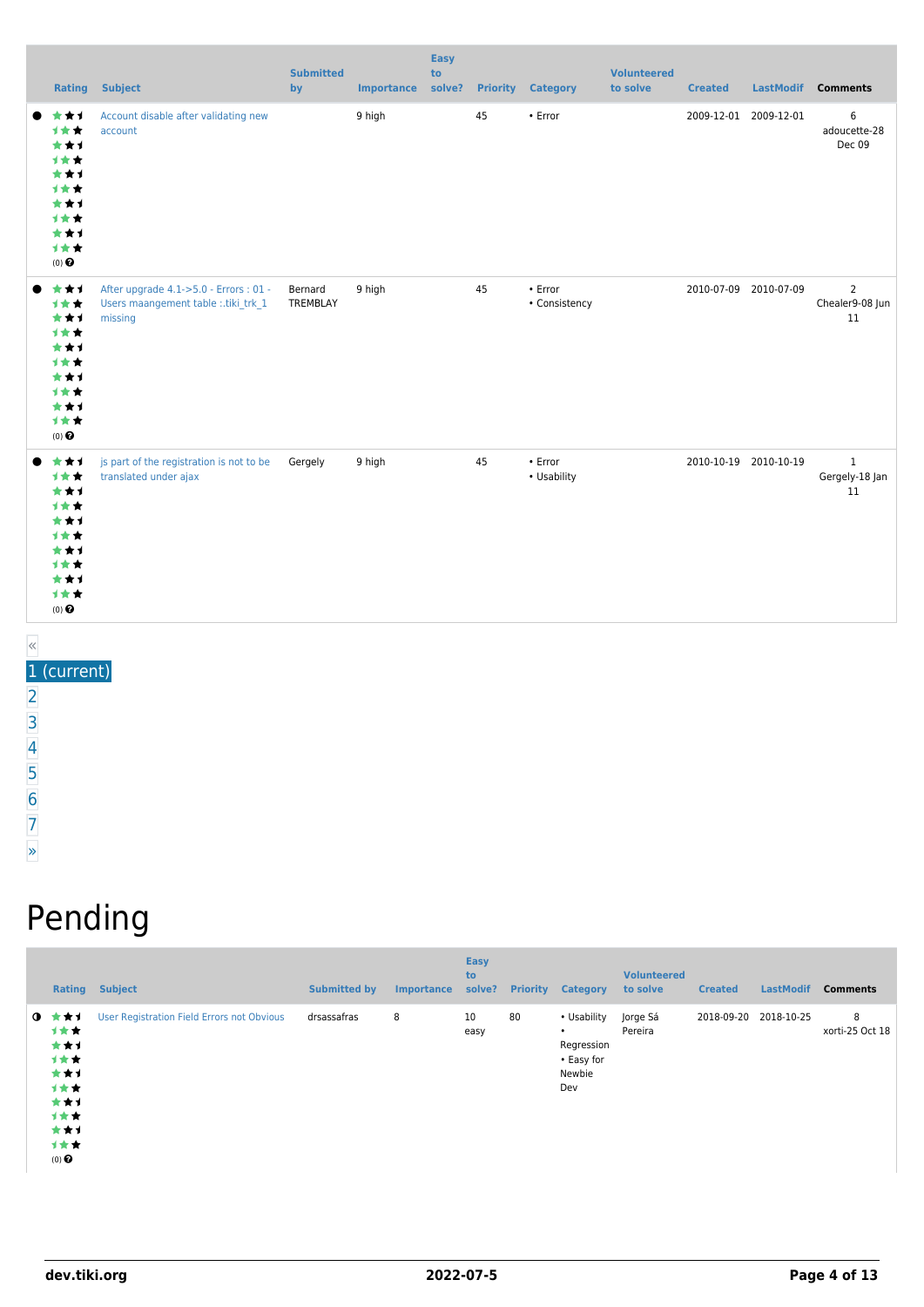| | Rating | Subject | Submitted by | Importance | Easy to solve? | Priority | Category | Volunteered to solve | Created | LastModif | Comments |
|---|---|---|---|---|---|---|---|---|---|---|---|
| ● | (0) | Account disable after validating new account | | 9 high | | 45 | • Error | | 2009-12-01 | 2009-12-01 | 6 adoucette-28 Dec 09 |
| ● | (0) | After upgrade 4.1->5.0 - Errors : 01 - Users maangement table :.tiki_trk_1 missing | Bernard TREMBLAY | 9 high | | 45 | • Error • Consistency | | 2010-07-09 | 2010-07-09 | 2 Chealer9-08 Jun 11 |
| ● | (0) | js part of the registration is not to be translated under ajax | Gergely | 9 high | | 45 | • Error • Usability | | 2010-10-19 | 2010-10-19 | 1 Gergely-18 Jan 11 |

«
1 (current)
2
3
4
5
6
7
»

# Pending

| | Rating | Subject | Submitted by | Importance | Easy to solve? | Priority | Category | Volunteered to solve | Created | LastModif | Comments |
|---|---|---|---|---|---|---|---|---|---|---|---|
| ◑ | (0) | User Registration Field Errors not Obvious | drsassafras | 8 | 10 easy | 80 | • Usability • Regression • Easy for Newbie Dev | Jorge Sá Pereira | 2018-09-20 | 2018-10-25 | 8 xorti-25 Oct 18 |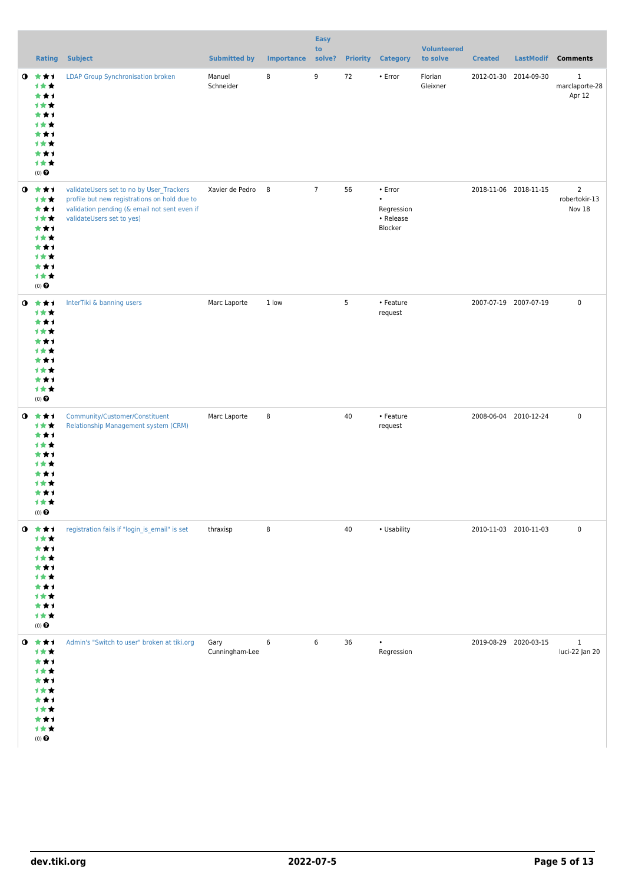| | Rating | Subject | Submitted by | Importance | Easy to solve? | Priority | Category | Volunteered to solve | Created | LastModif | Comments |
|---|---|---|---|---|---|---|---|---|---|---|---|
| | (0) | LDAP Group Synchronisation broken | Manuel Schneider | 8 | 9 | 72 | • Error | Florian Gleixner | 2012-01-30 | 2014-09-30 | 1 marclaporte-28 Apr 12 |
| | (0) | validateUsers set to no by User_Trackers profile but new registrations on hold due to validation pending (& email not sent even if validateUsers set to yes) | Xavier de Pedro | 8 | 7 | 56 | • Error • Regression • Release Blocker | | 2018-11-06 | 2018-11-15 | 2 robertokir-13 Nov 18 |
| | (0) | InterTiki & banning users | Marc Laporte | 1 low | | 5 | • Feature request | | 2007-07-19 | 2007-07-19 | 0 |
| | (0) | Community/Customer/Constituent Relationship Management system (CRM) | Marc Laporte | 8 | | 40 | • Feature request | | 2008-06-04 | 2010-12-24 | 0 |
| | (0) | registration fails if "login_is_email" is set | thraxisp | 8 | | 40 | • Usability | | 2010-11-03 | 2010-11-03 | 0 |
| | (0) | Admin's "Switch to user" broken at tiki.org | Gary Cunningham-Lee | 6 | 6 | 36 | • Regression | | 2019-08-29 | 2020-03-15 | 1 luci-22 Jan 20 |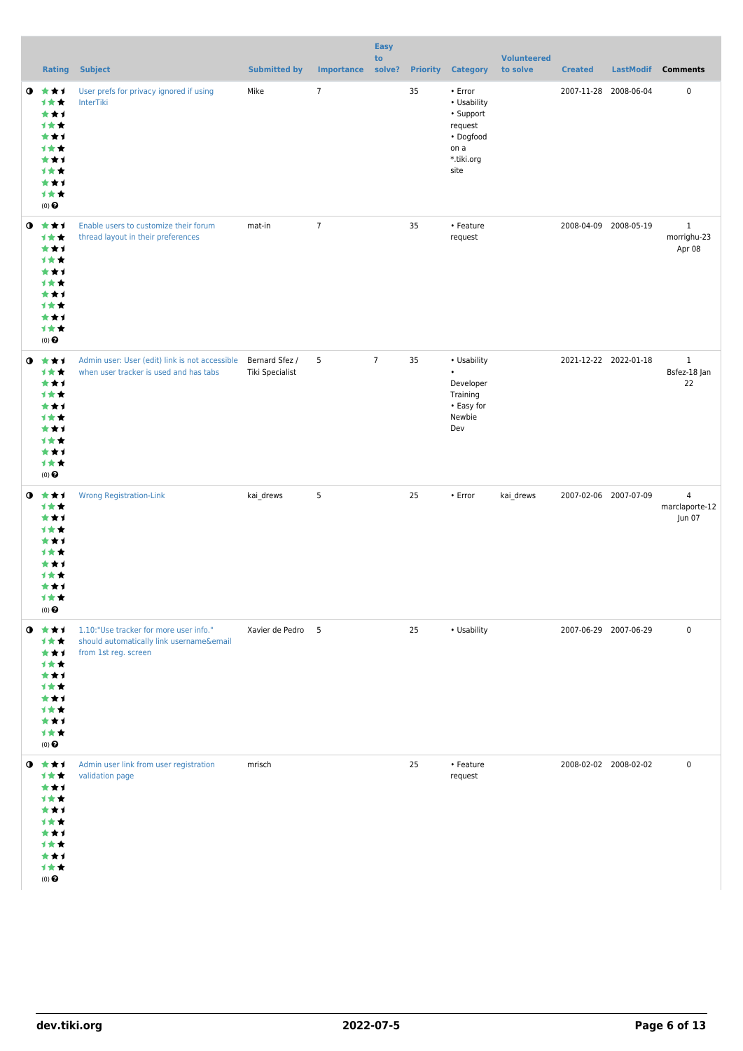| | Rating | Subject | Submitted by | Importance | Easy to solve? | Priority | Category | Volunteered to solve | Created | LastModif | Comments |
|---|---|---|---|---|---|---|---|---|---|---|---|
| | (0) | User prefs for privacy ignored if using InterTiki | Mike | 7 | | 35 | • Error • Usability • Support request • Dogfood on a *.tiki.org site | | 2007-11-28 | 2008-06-04 | 0 |
| | (0) | Enable users to customize their forum thread layout in their preferences | mat-in | 7 | | 35 | • Feature request | | 2008-04-09 | 2008-05-19 | 1 morrighu-23 Apr 08 |
| | (0) | Admin user: User (edit) link is not accessible when user tracker is used and has tabs | Bernard Sfez / Tiki Specialist | 5 | 7 | 35 | • Usability • Developer Training • Easy for Newbie Dev | | 2021-12-22 | 2022-01-18 | 1 Bsfez-18 Jan 22 |
| | (0) | Wrong Registration-Link | kai_drews | 5 | | 25 | • Error | kai_drews | 2007-02-06 | 2007-07-09 | 4 marclaporte-12 Jun 07 |
| | (0) | 1.10:"Use tracker for more user info." should automatically link username&email from 1st reg. screen | Xavier de Pedro | 5 | | 25 | • Usability | | 2007-06-29 | 2007-06-29 | 0 |
| | (0) | Admin user link from user registration validation page | mrisch | | | 25 | • Feature request | | 2008-02-02 | 2008-02-02 | 0 |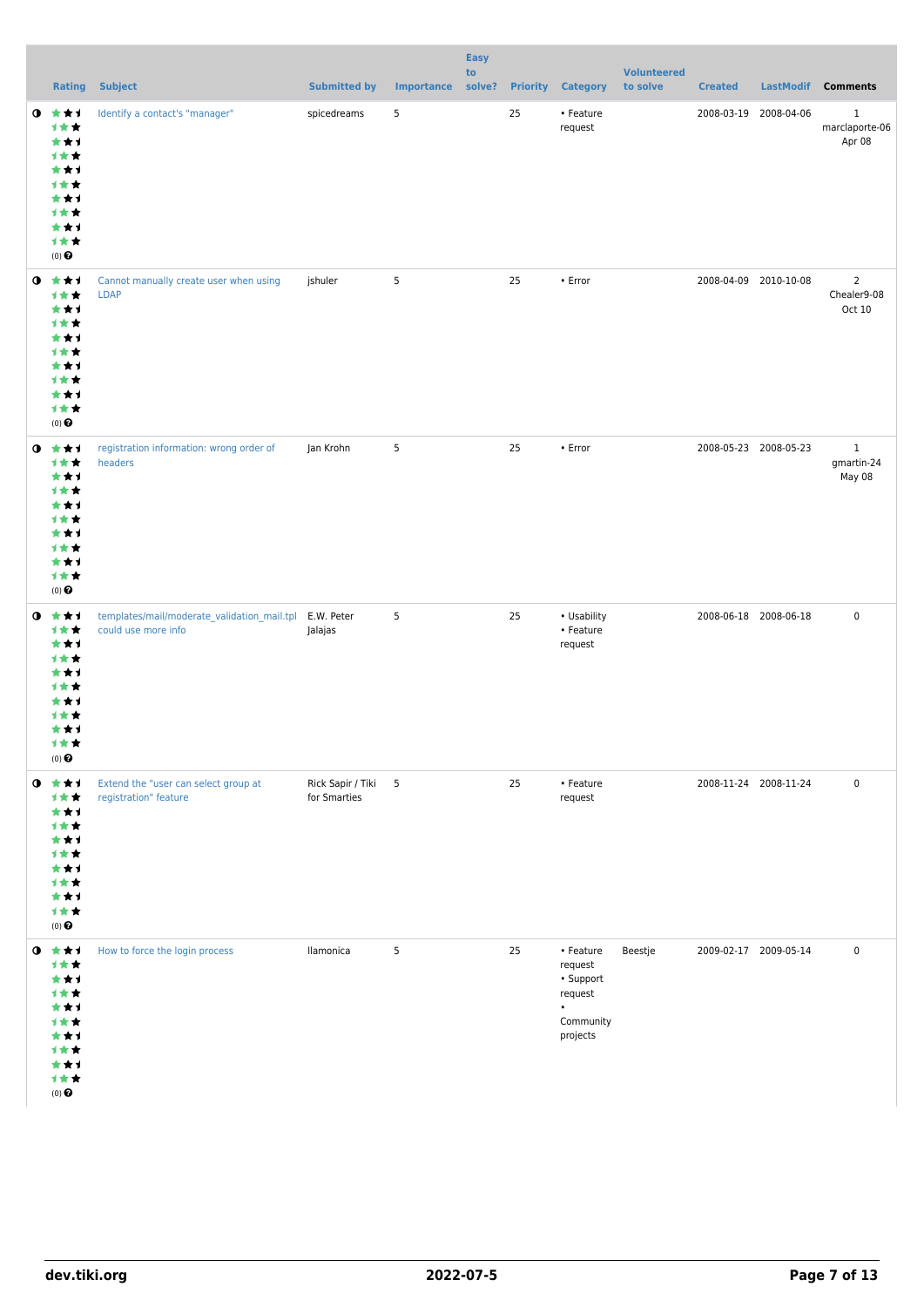|  | Rating | Subject | Submitted by | Importance | Easy to solve? | Priority | Category | Volunteered to solve | Created | LastModif | Comments |
|---|---|---|---|---|---|---|---|---|---|---|---|
| ◑ | (0) | Identify a contact's "manager" | spicedreams | 5 |  | 25 | • Feature request |  | 2008-03-19 | 2008-04-06 | 1 marclaporte-06 Apr 08 |
| ◑ | (0) | Cannot manually create user when using LDAP | jshuler | 5 |  | 25 | • Error |  | 2008-04-09 | 2010-10-08 | 2 Chealer9-08 Oct 10 |
| ◑ | (0) | registration information: wrong order of headers | Jan Krohn | 5 |  | 25 | • Error |  | 2008-05-23 | 2008-05-23 | 1 gmartin-24 May 08 |
| ◑ | (0) | templates/mail/moderate_validation_mail.tpl could use more info | E.W. Peter Jalajas | 5 |  | 25 | • Usability • Feature request |  | 2008-06-18 | 2008-06-18 | 0 |
| ◑ | (0) | Extend the "user can select group at registration" feature | Rick Sapir / Tiki for Smarties | 5 |  | 25 | • Feature request |  | 2008-11-24 | 2008-11-24 | 0 |
| ◑ | (0) | How to force the login process | llamonica | 5 |  | 25 | • Feature request • Support request • Community projects | Beestje | 2009-02-17 | 2009-05-14 | 0 |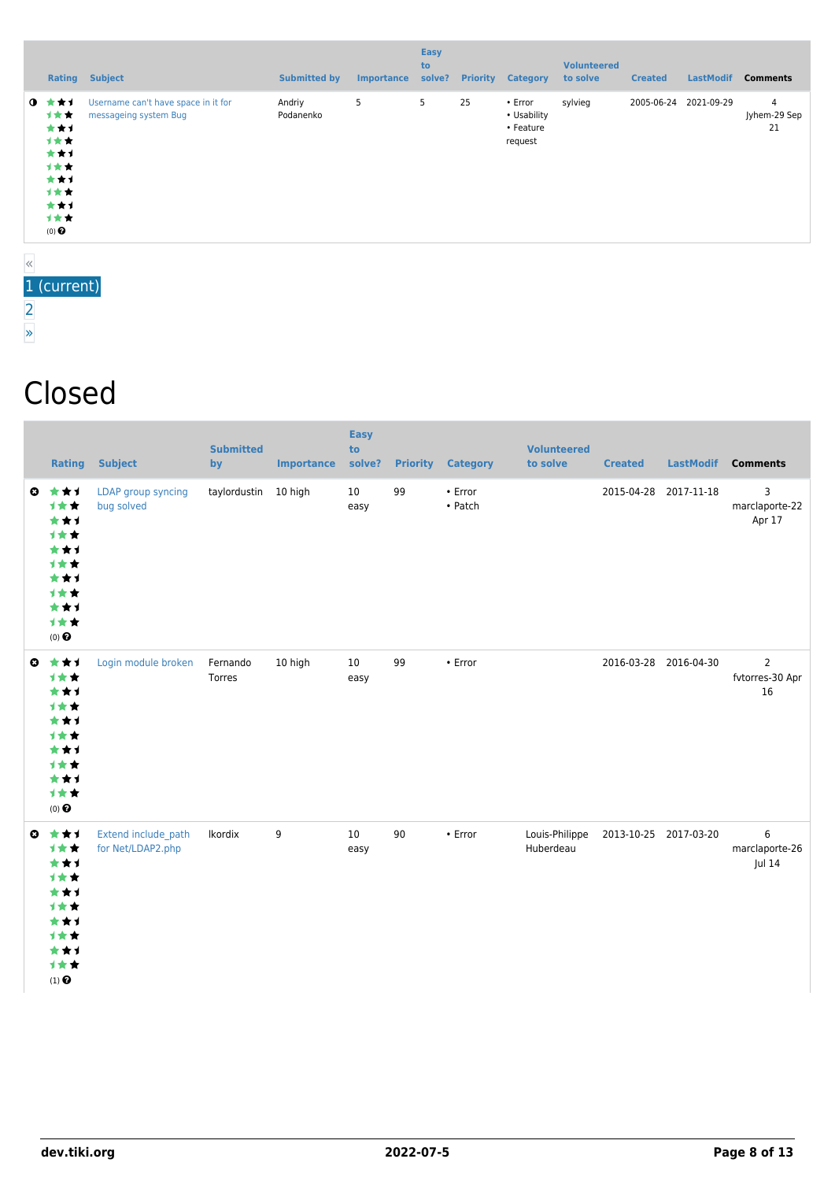| | Rating | Subject | Submitted by | Importance | Easy to solve? | Priority | Category | Volunteered to solve | Created | LastModif | Comments |
|---|---|---|---|---|---|---|---|---|---|---|---|
| | (0) | Username can't have space in it for messageing system Bug | Andriy Podanenko | 5 | 5 | 25 | • Error • Usability • Feature request | sylvieg | 2005-06-24 | 2021-09-29 | 4 Jyhem-29 Sep 21 |

«
1 (current)
2
»

# Closed

| | Rating | Subject | Submitted by | Importance | Easy to solve? | Priority | Category | Volunteered to solve | Created | LastModif | Comments |
|---|---|---|---|---|---|---|---|---|---|---|---|
| | (0) | LDAP group syncing bug solved | taylordustin | 10 high | 10 easy | 99 | • Error • Patch | | 2015-04-28 | 2017-11-18 | 3 marclaporte-22 Apr 17 |
| | (0) | Login module broken | Fernando Torres | 10 high | 10 easy | 99 | • Error | | 2016-03-28 | 2016-04-30 | 2 fvtorres-30 Apr 16 |
| | (1) | Extend include_path for Net/LDAP2.php | lkordix | 9 | 10 easy | 90 | • Error | Louis-Philippe Huberdeau | 2013-10-25 | 2017-03-20 | 6 marclaporte-26 Jul 14 |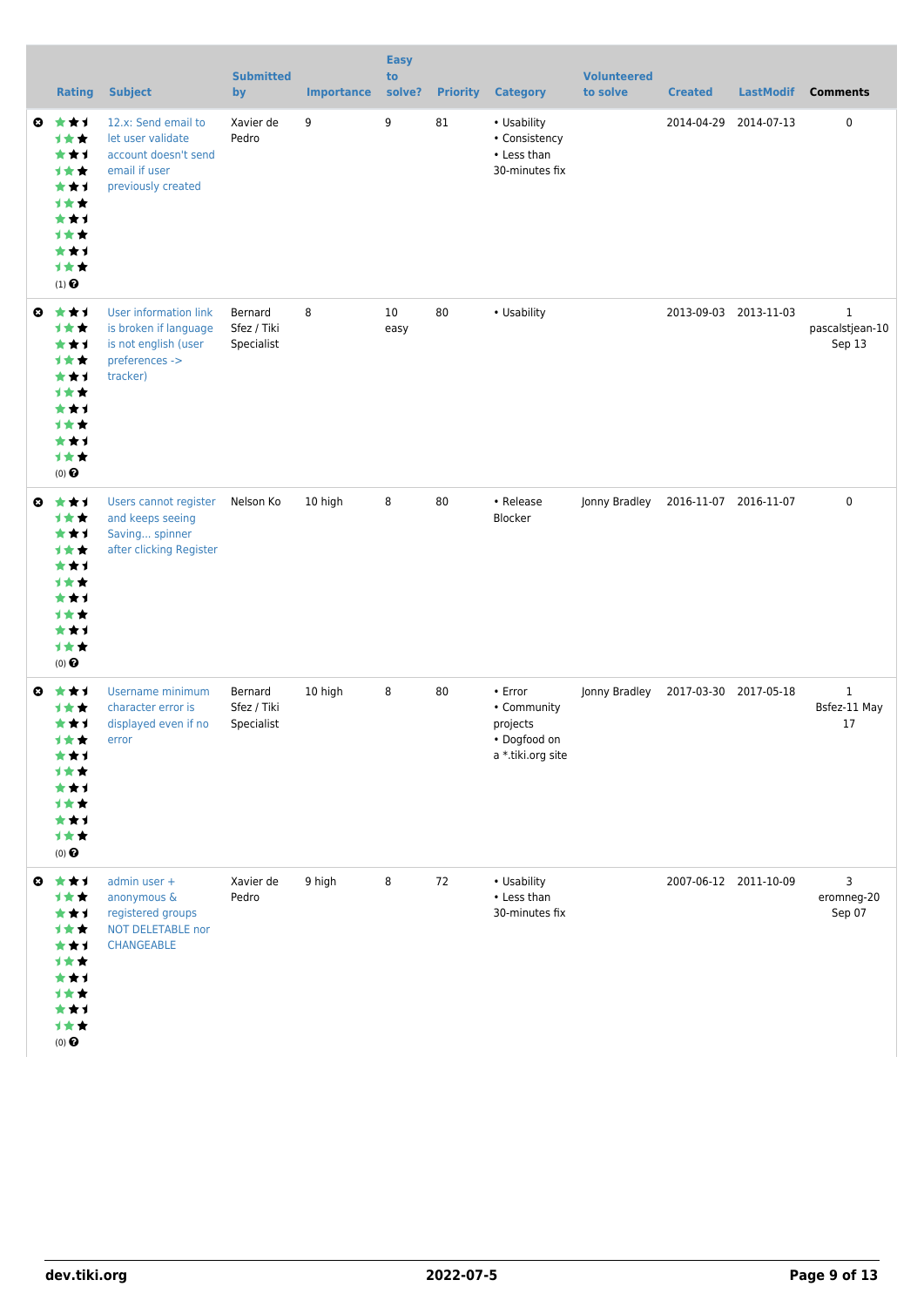| | Rating | Subject | Submitted by | Importance | Easy to solve? | Priority | Category | Volunteered to solve | Created | LastModif | Comments |
|---|---|---|---|---|---|---|---|---|---|---|---|
| | (1) | 12.x: Send email to let user validate account doesn't send email if user previously created | Xavier de Pedro | 9 | 9 | 81 | • Usability<br>• Consistency<br>• Less than 30-minutes fix | | 2014-04-29 | 2014-07-13 | 0 |
| | (0) | User information link is broken if language is not english (user preferences -> tracker) | Bernard Sfez / Tiki Specialist | 8 | 10 easy | 80 | • Usability | | 2013-09-03 | 2013-11-03 | 1<br>pascalstjean-10 Sep 13 |
| | (0) | Users cannot register and keeps seeing Saving... spinner after clicking Register | Nelson Ko | 10 high | 8 | 80 | • Release Blocker | Jonny Bradley | 2016-11-07 | 2016-11-07 | 0 |
| | (0) | Username minimum character error is displayed even if no error | Bernard Sfez / Tiki Specialist | 10 high | 8 | 80 | • Error<br>• Community projects<br>• Dogfood on a *.tiki.org site | Jonny Bradley | 2017-03-30 | 2017-05-18 | 1<br>Bsfez-11 May 17 |
| | (0) | admin user + anonymous & registered groups NOT DELETABLE nor CHANGEABLE | Xavier de Pedro | 9 high | 8 | 72 | • Usability<br>• Less than 30-minutes fix | | 2007-06-12 | 2011-10-09 | 3<br>eromneg-20 Sep 07 |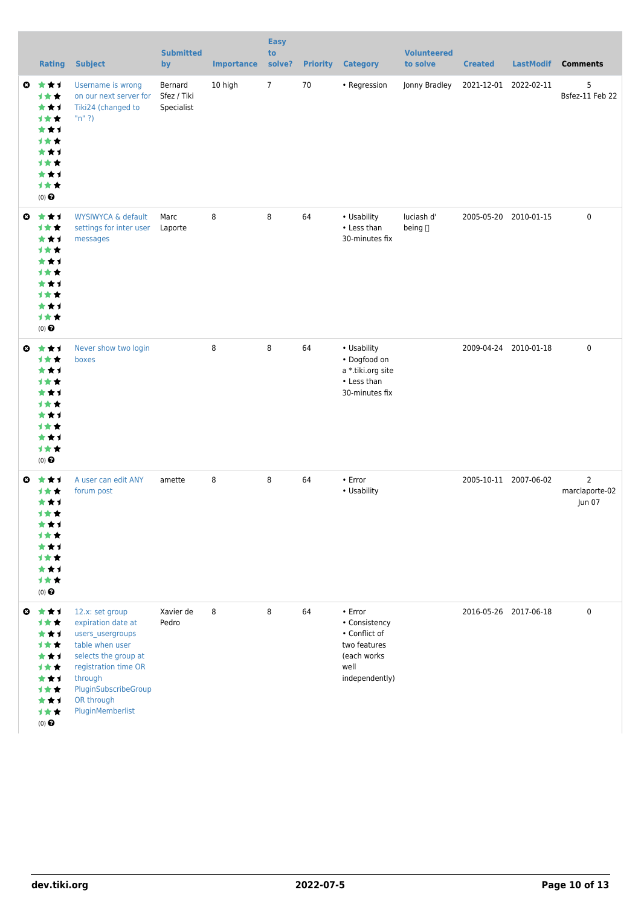| | Rating | Subject | Submitted by | Importance | Easy to solve? | Priority | Category | Volunteered to solve | Created | LastModif | Comments |
|---|---|---|---|---|---|---|---|---|---|---|---|
| | (0) | Username is wrong on our next server for Tiki24 (changed to "n" ?) | Bernard Sfez / Tiki Specialist | 10 high | 7 | 70 | • Regression | Jonny Bradley | 2021-12-01 | 2022-02-11 | 5 Bsfez-11 Feb 22 |
| | (0) | WYSIWYCA & default settings for inter user messages | Marc Laporte | 8 | 8 | 64 | • Usability • Less than 30-minutes fix | luciash d' being | 2005-05-20 | 2010-01-15 | 0 |
| | (0) | Never show two login boxes | | 8 | 8 | 64 | • Usability • Dogfood on a *.tiki.org site • Less than 30-minutes fix | | 2009-04-24 | 2010-01-18 | 0 |
| | (0) | A user can edit ANY forum post | amette | 8 | 8 | 64 | • Error • Usability | | 2005-10-11 | 2007-06-02 | 2 marclaporte-02 Jun 07 |
| | (0) | 12.x: set group expiration date at users_usergroups table when user selects the group at registration time OR through PluginSubscribeGroup OR through PluginMemberlist | Xavier de Pedro | 8 | 8 | 64 | • Error • Consistency • Conflict of two features (each works well independently) | | 2016-05-26 | 2017-06-18 | 0 |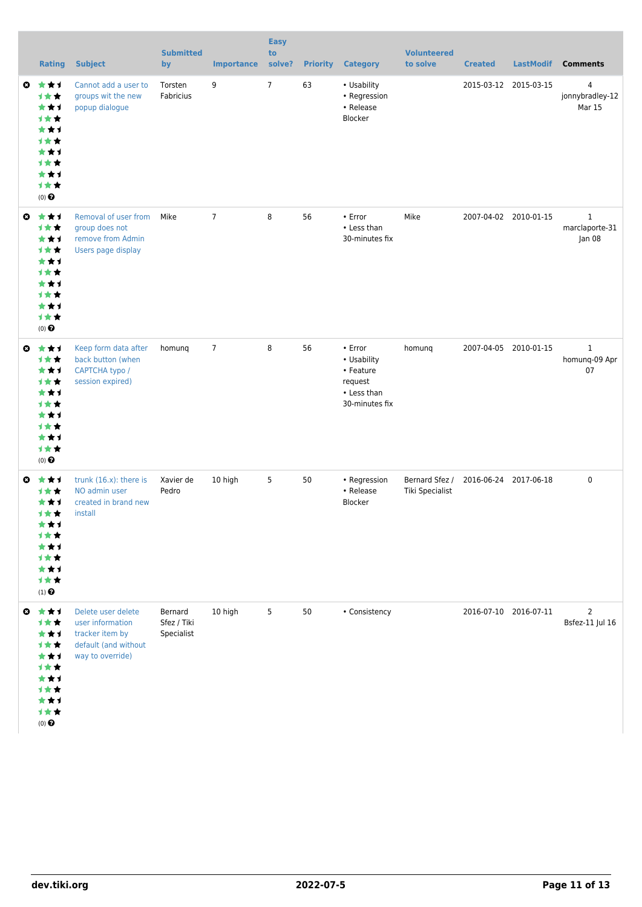| | Rating | Subject | Submitted by | Importance | Easy to solve? | Priority | Category | Volunteered to solve | Created | LastModif | Comments |
|---|---|---|---|---|---|---|---|---|---|---|---|
| | (0) | Cannot add a user to groups wit the new popup dialogue | Torsten Fabricius | 9 | 7 | 63 | • Usability<br>• Regression<br>• Release Blocker | | 2015-03-12 | 2015-03-15 | 4 jonnybradley-12 Mar 15 |
| | (0) | Removal of user from group does not remove from Admin Users page display | Mike | 7 | 8 | 56 | • Error<br>• Less than 30-minutes fix | Mike | 2007-04-02 | 2010-01-15 | 1 marclaporte-31 Jan 08 |
| | (0) | Keep form data after back button (when CAPTCHA typo / session expired) | homunq | 7 | 8 | 56 | • Error<br>• Usability<br>• Feature request<br>• Less than 30-minutes fix | homunq | 2007-04-05 | 2010-01-15 | 1 homunq-09 Apr 07 |
| | (1) | trunk (16.x): there is NO admin user created in brand new install | Xavier de Pedro | 10 high | 5 | 50 | • Regression<br>• Release Blocker | Bernard Sfez / Tiki Specialist | 2016-06-24 | 2017-06-18 | 0 |
| | (0) | Delete user delete user information tracker item by default (and without way to override) | Bernard Sfez / Tiki Specialist | 10 high | 5 | 50 | • Consistency | | 2016-07-10 | 2016-07-11 | 2 Bsfez-11 Jul 16 |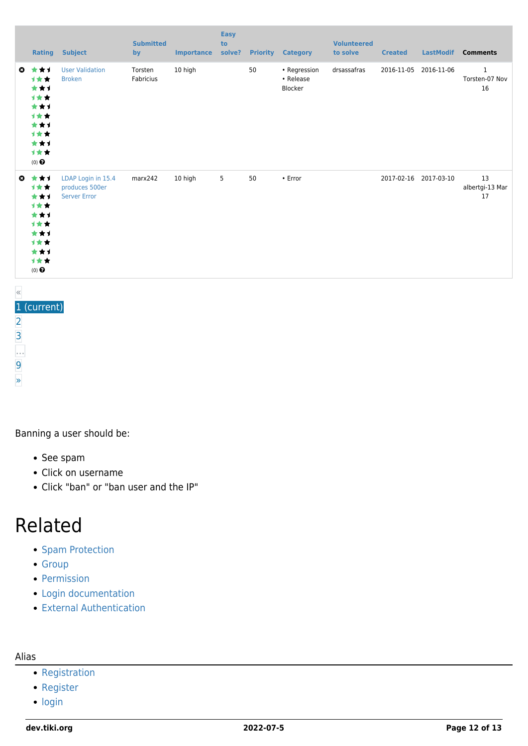| | Rating | Subject | Submitted by | Importance | Easy to solve? | Priority | Category | Volunteered to solve | Created | LastModif | Comments |
|---|---|---|---|---|---|---|---|---|---|---|---|
| | (0) | User Validation Broken | Torsten Fabricius | 10 high | | 50 | • Regression • Release Blocker | drsassafras | 2016-11-05 | 2016-11-06 | 1 Torsten-07 Nov 16 |
| | (0) | LDAP Login in 15.4 produces 500er Server Error | marx242 | 10 high | 5 | 50 | • Error | | 2017-02-16 | 2017-03-10 | 13 albertgi-13 Mar 17 |

«
1 (current)
2
3
…
9
»

Banning a user should be:

- See spam
- Click on username
- Click "ban" or "ban user and the IP"

# Related

- Spam Protection
- Group
- Permission
- Login documentation
- External Authentication

Alias

- Registration
- Register
- login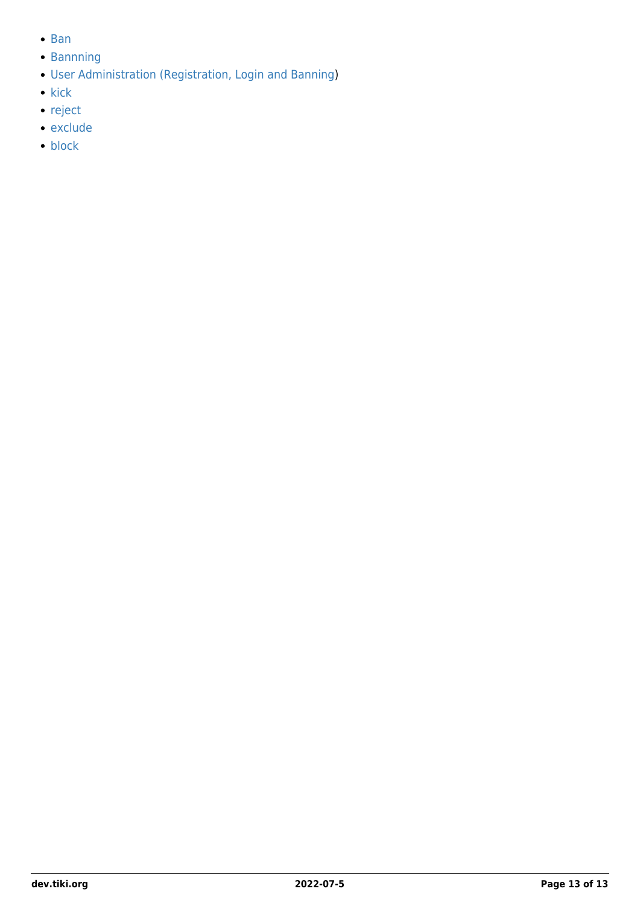- Ban
- Bannning
- User Administration (Registration, Login and Banning)
- kick
- reject
- exclude
- block